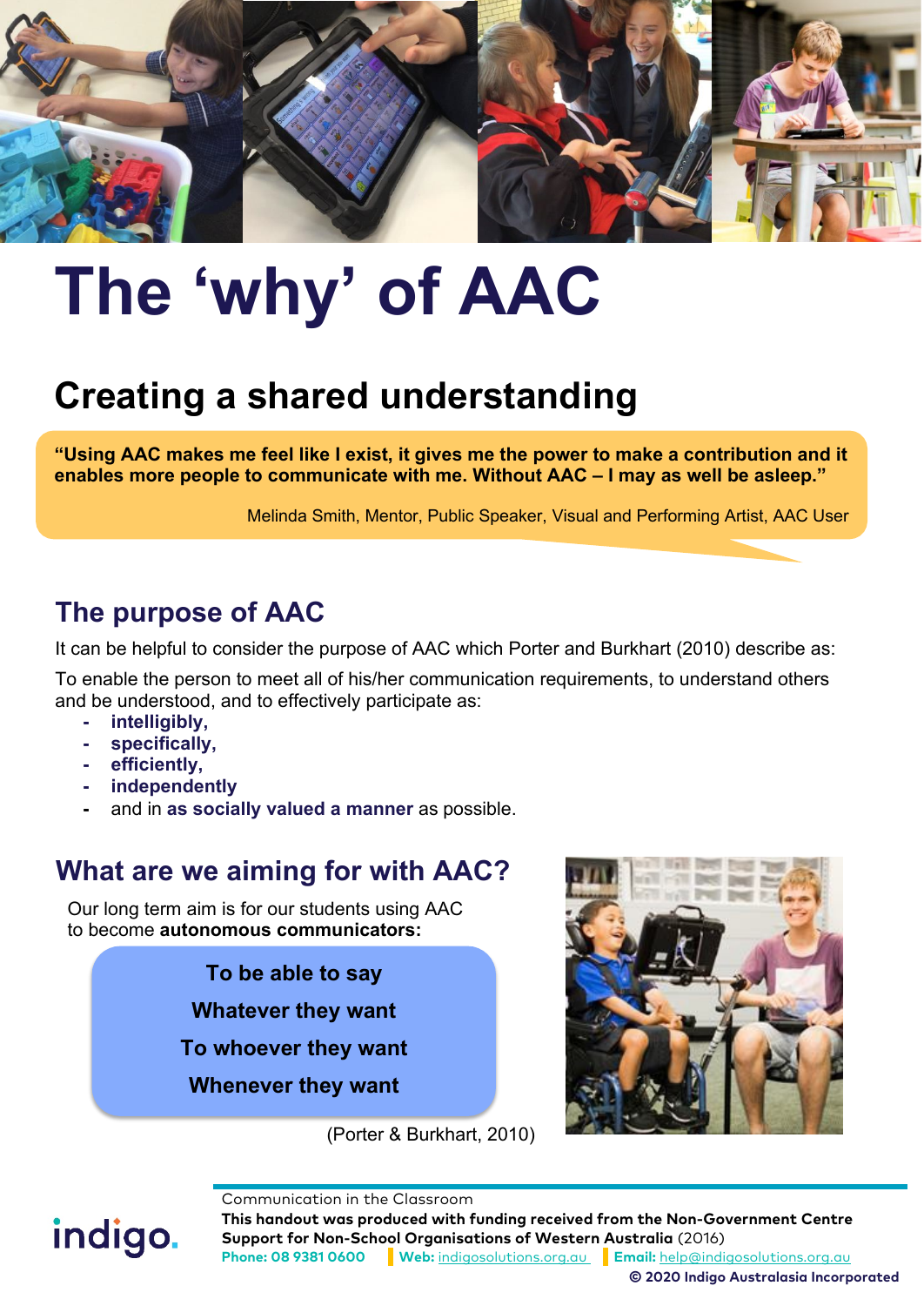# The 'why' of AAC

## Creating a shared understanding

> **"Using AAC makes me feel like I exist, it gives me the power to make a contribution and it enables more people to communicate with me. Without AAC – I may as well be asleep."**
>
> Melinda Smith, Mentor, Public Speaker, Visual and Performing Artist, AAC User

### The purpose of AAC

It can be helpful to consider the purpose of AAC which Porter and Burkhart (2010) describe as:

To enable the person to meet all of his/her communication requirements, to understand others and be understood, and to effectively participate as:

- **intelligibly,**
- **specifically,**
- **efficiently,**
- **independently**
- and in **as socially valued a manner** as possible.

### What are we aiming for with AAC?

Our long term aim is for our students using AAC to become **autonomous communicators:**

**To be able to say**
**Whatever they want**
**To whoever they want**
**Whenever they want**

(Porter & Burkhart, 2010)

Communication in the Classroom
**This handout was produced with funding received from the Non-Government Centre Support for Non-School Organisations of Western Australia** (2016)
**Phone: 08 9381 0600** | **Web:** indigosolutions.org.au | **Email:** help@indigosolutions.org.au
**© 2020 Indigo Australasia Incorporated**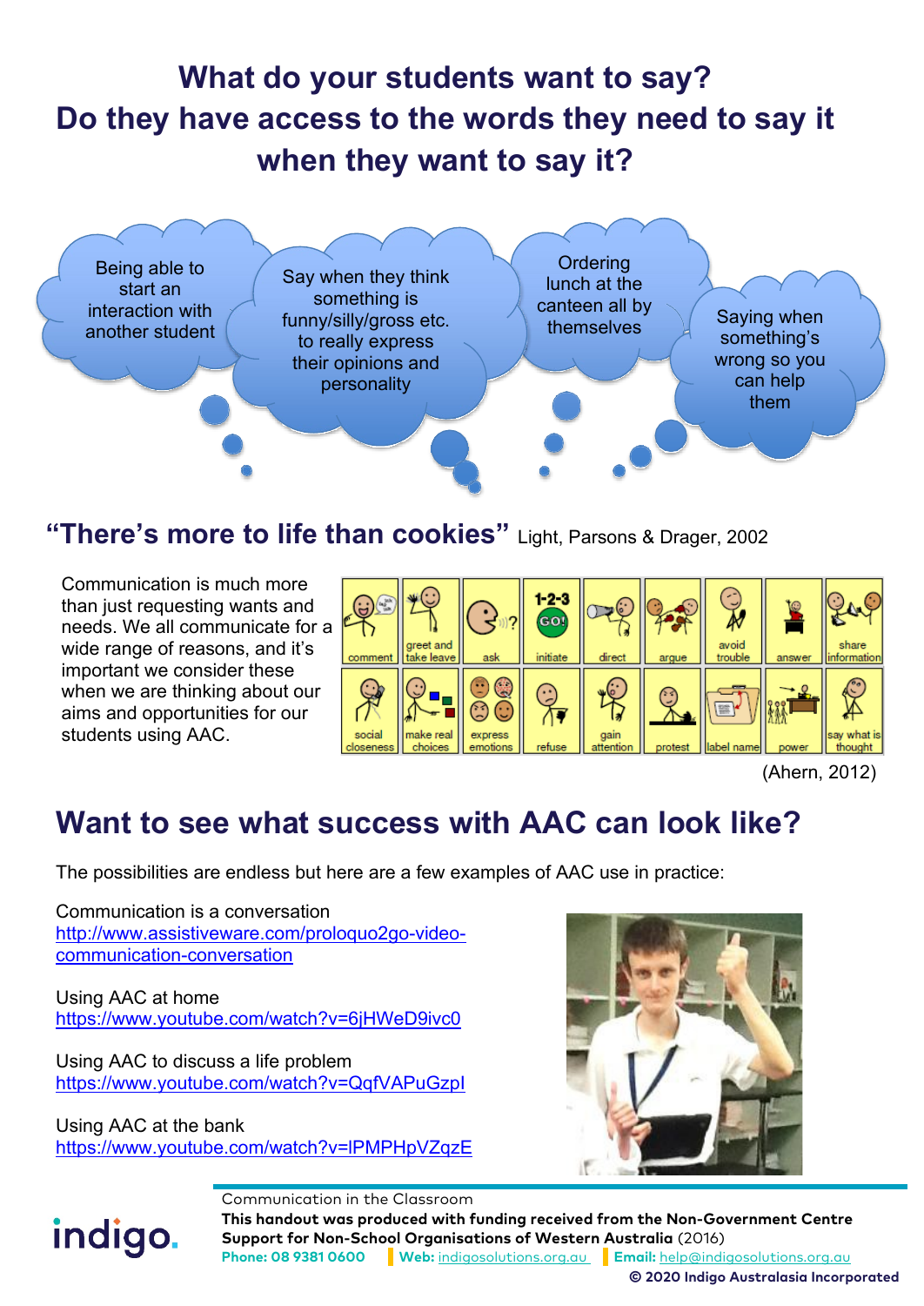# What do your students want to say? Do they have access to the words they need to say it when they want to say it?

Being able to start an interaction with another student

Say when they think something is funny/silly/gross etc. to really express their opinions and personality

Ordering lunch at the canteen all by themselves

Saying when something's wrong so you can help them

## "There's more to life than cookies" Light, Parsons & Drager, 2002

Communication is much more than just requesting wants and needs. We all communicate for a wide range of reasons, and it's important we consider these when we are thinking about our aims and opportunities for our students using AAC.

comment
greet and take leave
ask
initiate
direct
argue
avoid trouble
answer
share information
social closeness
make real choices
express emotions
refuse
gain attention
protest
label name
power
say what is thought

(Ahern, 2012)

## Want to see what success with AAC can look like?

The possibilities are endless but here are a few examples of AAC use in practice:

Communication is a conversation
http://www.assistiveware.com/proloquo2go-video-communication-conversation

Using AAC at home
https://www.youtube.com/watch?v=6jHWeD9ivc0

Using AAC to discuss a life problem
https://www.youtube.com/watch?v=QqfVAPuGzpI

Using AAC at the bank
https://www.youtube.com/watch?v=lPMPHpVZqzE

indigo.

Communication in the Classroom

**This handout was produced with funding received from the Non-Government Centre Support for Non-School Organisations of Western Australia** (2016)

**Phone: 08 9381 0600** **Web:** indigosolutions.org.au **Email:** help@indigosolutions.org.au

**© 2020 Indigo Australasia Incorporated**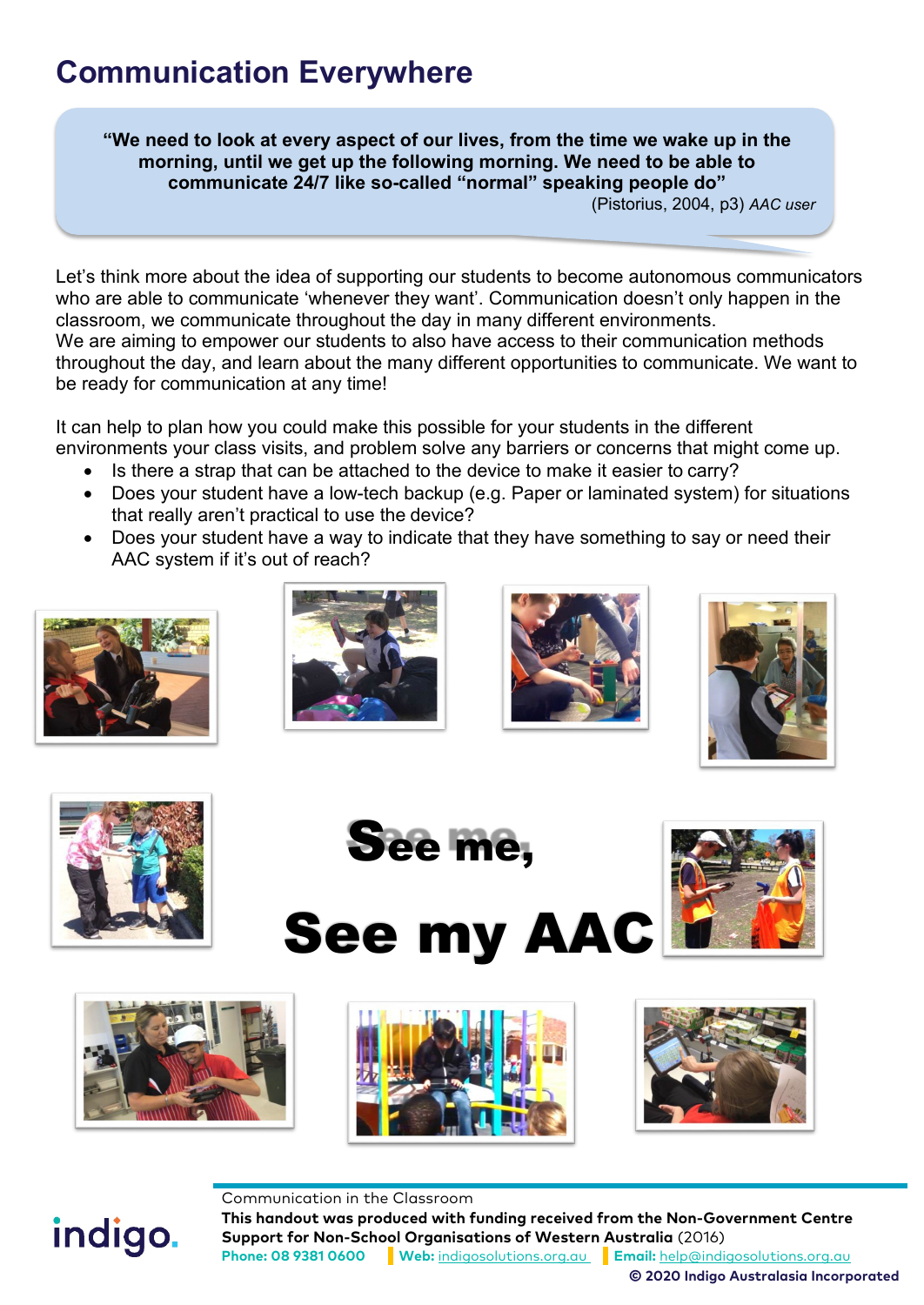# Communication Everywhere

> **"We need to look at every aspect of our lives, from the time we wake up in the morning, until we get up the following morning. We need to be able to communicate 24/7 like so-called "normal" speaking people do"**
> (Pistorius, 2004, p3) *AAC user*

Let's think more about the idea of supporting our students to become autonomous communicators who are able to communicate 'whenever they want'. Communication doesn't only happen in the classroom, we communicate throughout the day in many different environments.
We are aiming to empower our students to also have access to their communication methods throughout the day, and learn about the many different opportunities to communicate. We want to be ready for communication at any time!

It can help to plan how you could make this possible for your students in the different environments your class visits, and problem solve any barriers or concerns that might come up.

- Is there a strap that can be attached to the device to make it easier to carry?
- Does your student have a low-tech backup (e.g. Paper or laminated system) for situations that really aren't practical to use the device?
- Does your student have a way to indicate that they have something to say or need their AAC system if it's out of reach?

**See me,**

**See my AAC**

Communication in the Classroom

**This handout was produced with funding received from the Non-Government Centre Support for Non-School Organisations of Western Australia** (2016)

**Phone:** 08 9381 0600 | **Web:** indigosolutions.org.au | **Email:** help@indigosolutions.org.au

**© 2020 Indigo Australasia Incorporated**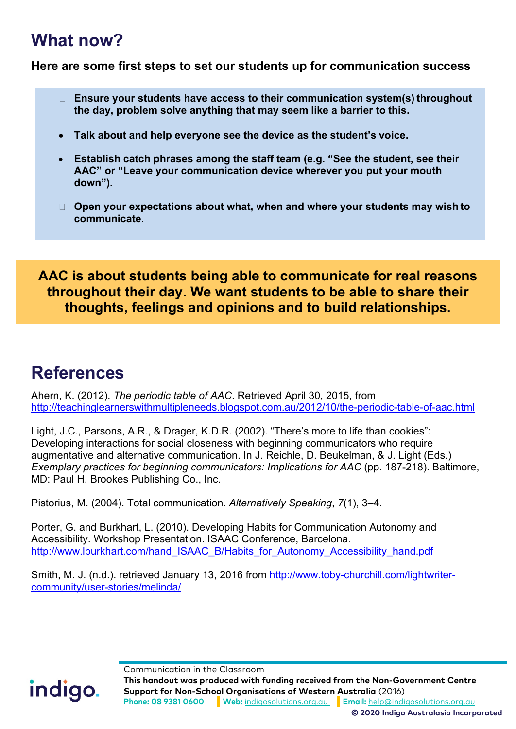# What now?

**Here are some first steps to set our students up for communication success**

- **Ensure your students have access to their communication system(s) throughout the day, problem solve anything that may seem like a barrier to this.**
- **Talk about and help everyone see the device as the student's voice.**
- **Establish catch phrases among the staff team (e.g. "See the student, see their AAC" or "Leave your communication device wherever you put your mouth down").**
- **Open your expectations about what, when and where your students may wish to communicate.**

**AAC is about students being able to communicate for real reasons throughout their day. We want students to be able to share their thoughts, feelings and opinions and to build relationships.**

# References

Ahern, K. (2012). *The periodic table of AAC*. Retrieved April 30, 2015, from http://teachinglearnerswithmultipleneeds.blogspot.com.au/2012/10/the-periodic-table-of-aac.html

Light, J.C., Parsons, A.R., & Drager, K.D.R. (2002). "There's more to life than cookies": Developing interactions for social closeness with beginning communicators who require augmentative and alternative communication. In J. Reichle, D. Beukelman, & J. Light (Eds.) *Exemplary practices for beginning communicators: Implications for AAC* (pp. 187-218). Baltimore, MD: Paul H. Brookes Publishing Co., Inc.

Pistorius, M. (2004). Total communication. *Alternatively Speaking*, *7*(1), 3–4.

Porter, G. and Burkhart, L. (2010). Developing Habits for Communication Autonomy and Accessibility. Workshop Presentation. ISAAC Conference, Barcelona. http://www.lburkhart.com/hand_ISAAC_B/Habits_for_Autonomy_Accessibility_hand.pdf

Smith, M. J. (n.d.). retrieved January 13, 2016 from http://www.toby-churchill.com/lightwriter-community/user-stories/melinda/

indigo.

Communication in the Classroom

**This handout was produced with funding received from the Non-Government Centre Support for Non-School Organisations of Western Australia** (2016)

**Phone: 08 9381 0600** | **Web:** indigosolutions.org.au | **Email:** help@indigosolutions.org.au

**© 2020 Indigo Australasia Incorporated**